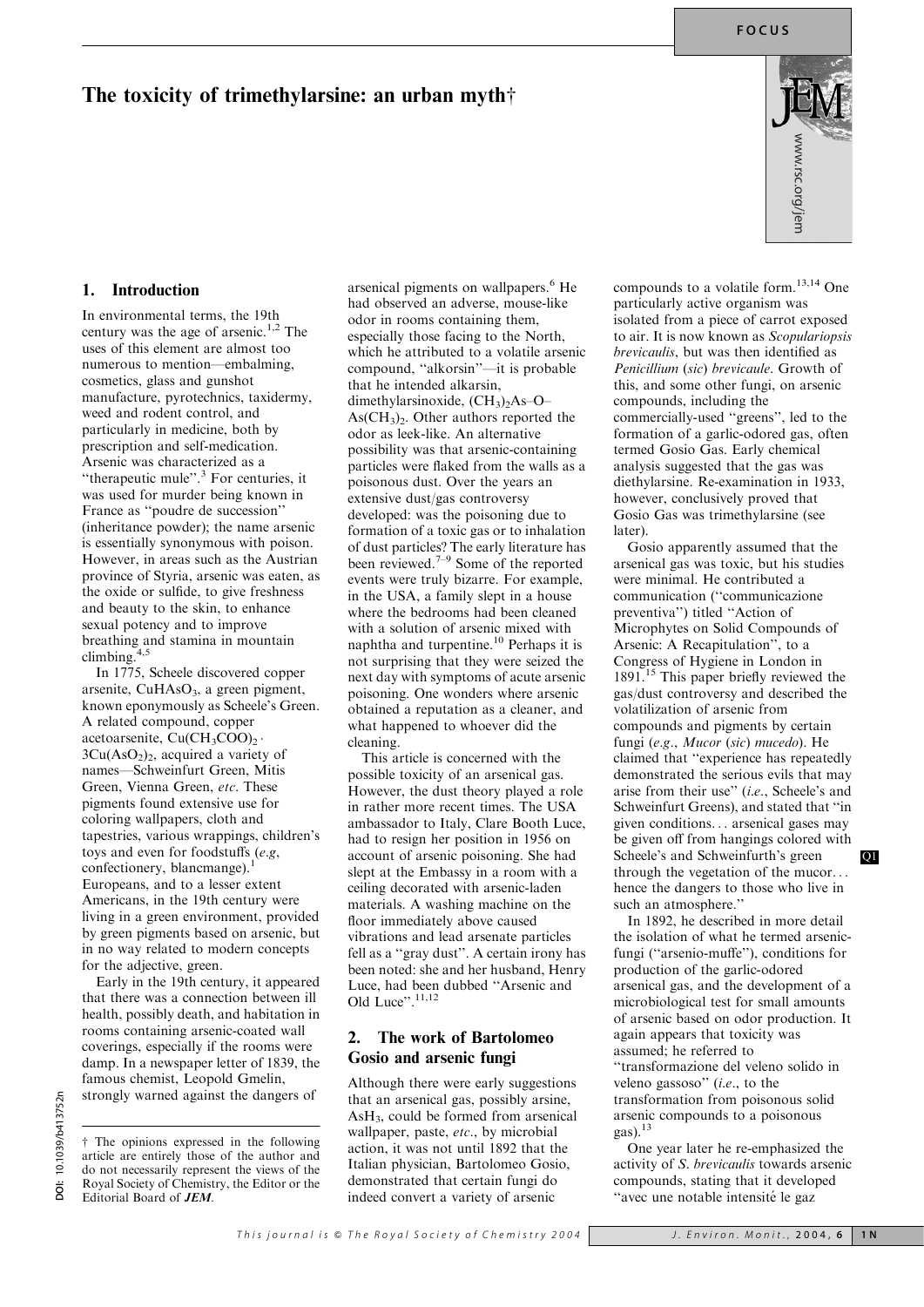# The toxicity of trimethylarsine: an urban myth†

## 1. Introduction

In environmental terms, the 19th century was the age of arsenic.[1,2] The uses of this element are almost too numerous to mention—embalming, cosmetics, glass and gunshot manufacture, pyrotechnics, taxidermy, weed and rodent control, and particularly in medicine, both by prescription and self-medication. Arsenic was characterized as a "therapeutic mule".[3] For centuries, it was used for murder being known in France as "poudre de succession" (inheritance powder); the name arsenic is essentially synonymous with poison. However, in areas such as the Austrian province of Styria, arsenic was eaten, as the oxide or sulfide, to give freshness and beauty to the skin, to enhance sexual potency and to improve breathing and stamina in mountain climbing.[4,5]

In 1775, Scheele discovered copper arsenite, $CuHAsO_3$, a green pigment, known eponymously as Scheele's Green. A related compound, copper acetoarsenite, $Cu(CH_3COO)_2 \cdot 3Cu(AsO_2)_2$, acquired a variety of names—Schweinfurt Green, Mitis Green, Vienna Green, *etc.* These pigments found extensive use for coloring wallpapers, cloth and tapestries, various wrappings, children's toys and even for foodstuffs (*e.g*, confectionery, blancmange).[1] Europeans, and to a lesser extent Americans, in the 19th century were living in a green environment, provided by green pigments based on arsenic, but in no way related to modern concepts for the adjective, green.

Early in the 19th century, it appeared that there was a connection between ill health, possibly death, and habitation in rooms containing arsenic-coated wall coverings, especially if the rooms were damp. In a newspaper letter of 1839, the famous chemist, Leopold Gmelin, strongly warned against the dangers of arsenical pigments on wallpapers.[6] He had observed an adverse, mouse-like odor in rooms containing them, especially those facing to the North, which he attributed to a volatile arsenic compound, "alkorsin"—it is probable that he intended alkarsin, dimethylarsinoxide, $(CH_3)_2As–O–As(CH_3)_2$. Other authors reported the odor as leek-like. An alternative possibility was that arsenic-containing particles were flaked from the walls as a poisonous dust. Over the years an extensive dust/gas controversy developed: was the poisoning due to formation of a toxic gas or to inhalation of dust particles? The early literature has been reviewed.[7–9] Some of the reported events were truly bizarre. For example, in the USA, a family slept in a house where the bedrooms had been cleaned with a solution of arsenic mixed with naphtha and turpentine.[10] Perhaps it is not surprising that they were seized the next day with symptoms of acute arsenic poisoning. One wonders where arsenic obtained a reputation as a cleaner, and what happened to whoever did the cleaning.

This article is concerned with the possible toxicity of an arsenical gas. However, the dust theory played a role in rather more recent times. The USA ambassador to Italy, Clare Booth Luce, had to resign her position in 1956 on account of arsenic poisoning. She had slept at the Embassy in a room with a ceiling decorated with arsenic-laden materials. A washing machine on the floor immediately above caused vibrations and lead arsenate particles fell as a "gray dust". A certain irony has been noted: she and her husband, Henry Luce, had been dubbed "Arsenic and Old Luce".[11,12]

## 2. The work of Bartolomeo Gosio and arsenic fungi

Although there were early suggestions that an arsenical gas, possibly arsine, $AsH_3$, could be formed from arsenical wallpaper, paste, *etc.*, by microbial action, it was not until 1892 that the Italian physician, Bartolomeo Gosio, demonstrated that certain fungi do indeed convert a variety of arsenic compounds to a volatile form.[13,14] One particularly active organism was isolated from a piece of carrot exposed to air. It is now known as *Scopulariopsis brevicaulis*, but was then identified as *Penicillium* (*sic*) *brevicaule*. Growth of this, and some other fungi, on arsenic compounds, including the commercially-used "greens", led to the formation of a garlic-odored gas, often termed Gosio Gas. Early chemical analysis suggested that the gas was diethylarsine. Re-examination in 1933, however, conclusively proved that Gosio Gas was trimethylarsine (see later).

Gosio apparently assumed that the arsenical gas was toxic, but his studies were minimal. He contributed a communication ("communicazione preventiva") titled "Action of Microphytes on Solid Compounds of Arsenic: A Recapitulation", to a Congress of Hygiene in London in 1891.[15] This paper briefly reviewed the gas/dust controversy and described the volatilization of arsenic from compounds and pigments by certain fungi (*e.g.*, *Mucor* (*sic*) *mucedo*). He claimed that "experience has repeatedly demonstrated the serious evils that may arise from their use" (*i.e.*, Scheele's and Schweinfurt Greens), and stated that "in given conditions… arsenical gases may be given off from hangings colored with Scheele's and Schweinfurth's green through the vegetation of the mucor… hence the dangers to those who live in such an atmosphere."

In 1892, he described in more detail the isolation of what he termed arsenic-fungi ("arsenio-muffe"), conditions for production of the garlic-odored arsenical gas, and the development of a microbiological test for small amounts of arsenic based on odor production. It again appears that toxicity was assumed; he referred to "transformazione del veleno solido in veleno gassoso" (*i.e.*, to the transformation from poisonous solid arsenic compounds to a poisonous gas).[13]

One year later he re-emphasized the activity of *S. brevicaulis* towards arsenic compounds, stating that it developed "avec une notable intensité le gaz

---

† The opinions expressed in the following article are entirely those of the author and do not necessarily represent the views of the Royal Society of Chemistry, the Editor or the Editorial Board of ***JEM***.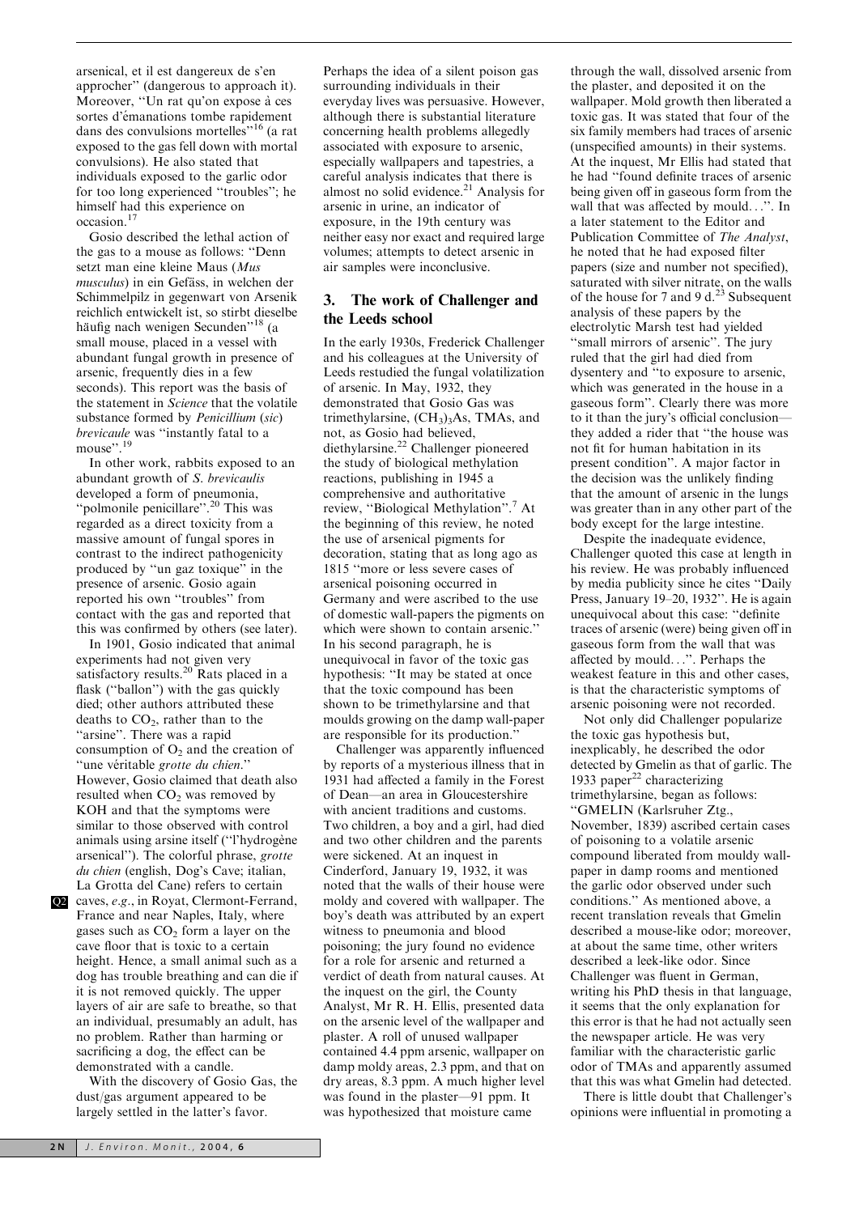arsenical, et il est dangereux de s'en approcher" (dangerous to approach it). Moreover, "Un rat qu'on expose à ces sortes d'émanations tombe rapidement dans des convulsions mortelles"[16] (a rat exposed to the gas fell down with mortal convulsions). He also stated that individuals exposed to the garlic odor for too long experienced "troubles"; he himself had this experience on occasion.[17]

Gosio described the lethal action of the gas to a mouse as follows: "Denn setzt man eine kleine Maus (*Mus musculus*) in ein Gefäss, in welchen der Schimmelpilz in gegenwart von Arsenik reichlich entwickelt ist, so stirbt dieselbe häufig nach wenigen Secunden"[18] (a small mouse, placed in a vessel with abundant fungal growth in presence of arsenic, frequently dies in a few seconds). This report was the basis of the statement in *Science* that the volatile substance formed by *Penicillium* (*sic*) *brevicaule* was "instantly fatal to a mouse".[19]

In other work, rabbits exposed to an abundant growth of *S. brevicaulis* developed a form of pneumonia, "polmonile penicillare".[20] This was regarded as a direct toxicity from a massive amount of fungal spores in contrast to the indirect pathogenicity produced by "un gaz toxique" in the presence of arsenic. Gosio again reported his own "troubles" from contact with the gas and reported that this was confirmed by others (see later).

In 1901, Gosio indicated that animal experiments had not given very satisfactory results.[20] Rats placed in a flask ("ballon") with the gas quickly died; other authors attributed these deaths to $CO_2$, rather than to the "arsine". There was a rapid consumption of $O_2$ and the creation of "une véritable *grotte du chien*." However, Gosio claimed that death also resulted when $CO_2$ was removed by KOH and that the symptoms were similar to those observed with control animals using arsine itself ("l'hydrogène arsenical"). The colorful phrase, *grotte du chien* (english, Dog's Cave; italian, La Grotta del Cane) refers to certain caves, *e.g.*, in Royat, Clermont-Ferrand, France and near Naples, Italy, where gases such as $CO_2$ form a layer on the cave floor that is toxic to a certain height. Hence, a small animal such as a dog has trouble breathing and can die if it is not removed quickly. The upper layers of air are safe to breathe, so that an individual, presumably an adult, has no problem. Rather than harming or sacrificing a dog, the effect can be demonstrated with a candle.

With the discovery of Gosio Gas, the dust/gas argument appeared to be largely settled in the latter's favor. Perhaps the idea of a silent poison gas surrounding individuals in their everyday lives was persuasive. However, although there is substantial literature concerning health problems allegedly associated with exposure to arsenic, especially wallpapers and tapestries, a careful analysis indicates that there is almost no solid evidence.[21] Analysis for arsenic in urine, an indicator of exposure, in the 19th century was neither easy nor exact and required large volumes; attempts to detect arsenic in air samples were inconclusive.

## 3. The work of Challenger and the Leeds school

In the early 1930s, Frederick Challenger and his colleagues at the University of Leeds restudied the fungal volatilization of arsenic. In May, 1932, they demonstrated that Gosio Gas was trimethylarsine, $(CH_3)_3As$, TMAs, and not, as Gosio had believed, diethylarsine.[22] Challenger pioneered the study of biological methylation reactions, publishing in 1945 a comprehensive and authoritative review, "Biological Methylation".[7] At the beginning of this review, he noted the use of arsenical pigments for decoration, stating that as long ago as 1815 "more or less severe cases of arsenical poisoning occurred in Germany and were ascribed to the use of domestic wall-papers the pigments on which were shown to contain arsenic." In his second paragraph, he is unequivocal in favor of the toxic gas hypothesis: "It may be stated at once that the toxic compound has been shown to be trimethylarsine and that moulds growing on the damp wall-paper are responsible for its production."

Challenger was apparently influenced by reports of a mysterious illness that in 1931 had affected a family in the Forest of Dean—an area in Gloucestershire with ancient traditions and customs. Two children, a boy and a girl, had died and two other children and the parents were sickened. At an inquest in Cinderford, January 19, 1932, it was noted that the walls of their house were moldy and covered with wallpaper. The boy's death was attributed by an expert witness to pneumonia and blood poisoning; the jury found no evidence for a role for arsenic and returned a verdict of death from natural causes. At the inquest on the girl, the County Analyst, Mr R. H. Ellis, presented data on the arsenic level of the wallpaper and plaster. A roll of unused wallpaper contained 4.4 ppm arsenic, wallpaper on damp moldy areas, 2.3 ppm, and that on dry areas, 8.3 ppm. A much higher level was found in the plaster—91 ppm. It was hypothesized that moisture came through the wall, dissolved arsenic from the plaster, and deposited it on the wallpaper. Mold growth then liberated a toxic gas. It was stated that four of the six family members had traces of arsenic (unspecified amounts) in their systems. At the inquest, Mr Ellis had stated that he had "found definite traces of arsenic being given off in gaseous form from the wall that was affected by mould…". In a later statement to the Editor and Publication Committee of *The Analyst*, he noted that he had exposed filter papers (size and number not specified), saturated with silver nitrate, on the walls of the house for 7 and 9 d.[23] Subsequent analysis of these papers by the electrolytic Marsh test had yielded "small mirrors of arsenic". The jury ruled that the girl had died from dysentery and "to exposure to arsenic, which was generated in the house in a gaseous form". Clearly there was more to it than the jury's official conclusion—they added a rider that "the house was not fit for human habitation in its present condition". A major factor in the decision was the unlikely finding that the amount of arsenic in the lungs was greater than in any other part of the body except for the large intestine.

Despite the inadequate evidence, Challenger quoted this case at length in his review. He was probably influenced by media publicity since he cites "Daily Press, January 19–20, 1932". He is again unequivocal about this case: "definite traces of arsenic (were) being given off in gaseous form from the wall that was affected by mould…". Perhaps the weakest feature in this and other cases, is that the characteristic symptoms of arsenic poisoning were not recorded.

Not only did Challenger popularize the toxic gas hypothesis but, inexplicably, he described the odor detected by Gmelin as that of garlic. The 1933 paper[22] characterizing trimethylarsine, began as follows: "GMELIN (Karlsruher Ztg., November, 1839) ascribed certain cases of poisoning to a volatile arsenic compound liberated from mouldy wall-paper in damp rooms and mentioned the garlic odor observed under such conditions." As mentioned above, a recent translation reveals that Gmelin described a mouse-like odor; moreover, at about the same time, other writers described a leek-like odor. Since Challenger was fluent in German, writing his PhD thesis in that language, it seems that the only explanation for this error is that he had not actually seen the newspaper article. He was very familiar with the characteristic garlic odor of TMAs and apparently assumed that this was what Gmelin had detected.

There is little doubt that Challenger's opinions were influential in promoting a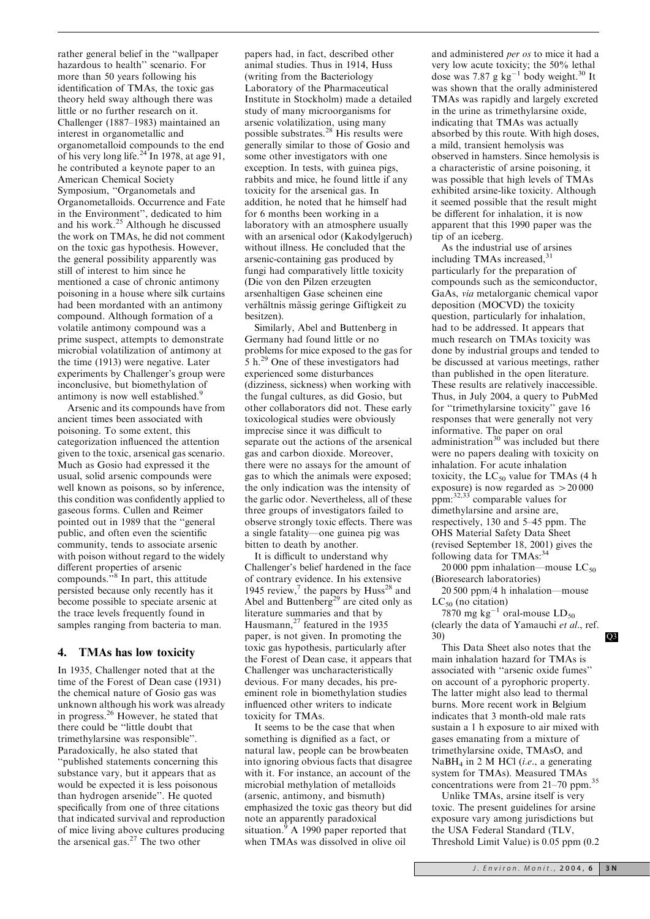rather general belief in the "wallpaper hazardous to health" scenario. For more than 50 years following his identification of TMAs, the toxic gas theory held sway although there was little or no further research on it. Challenger (1887–1983) maintained an interest in organometallic and organometalloid compounds to the end of his very long life.[24] In 1978, at age 91, he contributed a keynote paper to an American Chemical Society Symposium, "Organometals and Organometalloids. Occurrence and Fate in the Environment", dedicated to him and his work.[25] Although he discussed the work on TMAs, he did not comment on the toxic gas hypothesis. However, the general possibility apparently was still of interest to him since he mentioned a case of chronic antimony poisoning in a house where silk curtains had been mordanted with an antimony compound. Although formation of a volatile antimony compound was a prime suspect, attempts to demonstrate microbial volatilization of antimony at the time (1913) were negative. Later experiments by Challenger's group were inconclusive, but biomethylation of antimony is now well established.[9]

Arsenic and its compounds have from ancient times been associated with poisoning. To some extent, this categorization influenced the attention given to the toxic, arsenical gas scenario. Much as Gosio had expressed it the usual, solid arsenic compounds were well known as poisons, so by inference, this condition was confidently applied to gaseous forms. Cullen and Reimer pointed out in 1989 that the "general public, and often even the scientific community, tends to associate arsenic with poison without regard to the widely different properties of arsenic compounds."[8] In part, this attitude persisted because only recently has it become possible to speciate arsenic at the trace levels frequently found in samples ranging from bacteria to man.

## 4. TMAs has low toxicity

In 1935, Challenger noted that at the time of the Forest of Dean case (1931) the chemical nature of Gosio gas was unknown although his work was already in progress.[26] However, he stated that there could be "little doubt that trimethylarsine was responsible". Paradoxically, he also stated that "published statements concerning this substance vary, but it appears that as would be expected it is less poisonous than hydrogen arsenide". He quoted specifically from one of three citations that indicated survival and reproduction of mice living above cultures producing the arsenical gas.[27] The two other papers had, in fact, described other animal studies. Thus in 1914, Huss (writing from the Bacteriology Laboratory of the Pharmaceutical Institute in Stockholm) made a detailed study of many microorganisms for arsenic volatilization, using many possible substrates.[28] His results were generally similar to those of Gosio and some other investigators with one exception. In tests, with guinea pigs, rabbits and mice, he found little if any toxicity for the arsenical gas. In addition, he noted that he himself had for 6 months been working in a laboratory with an atmosphere usually with an arsenical odor (Kakodylgeruch) without illness. He concluded that the arsenic-containing gas produced by fungi had comparatively little toxicity (Die von den Pilzen erzeugten arsenhaltigen Gase scheinen eine verhältnis mässig geringe Giftigkeit zu besitzen).

Similarly, Abel and Buttenberg in Germany had found little or no problems for mice exposed to the gas for 5 h.[29] One of these investigators had experienced some disturbances (dizziness, sickness) when working with the fungal cultures, as did Gosio, but other collaborators did not. These early toxicological studies were obviously imprecise since it was difficult to separate out the actions of the arsenical gas and carbon dioxide. Moreover, there were no assays for the amount of gas to which the animals were exposed; the only indication was the intensity of the garlic odor. Nevertheless, all of these three groups of investigators failed to observe strongly toxic effects. There was a single fatality—one guinea pig was bitten to death by another.

It is difficult to understand why Challenger's belief hardened in the face of contrary evidence. In his extensive 1945 review,[7] the papers by Huss[28] and Abel and Buttenberg[29] are cited only as literature summaries and that by Hausmann,[27] featured in the 1935 paper, is not given. In promoting the toxic gas hypothesis, particularly after the Forest of Dean case, it appears that Challenger was uncharacteristically devious. For many decades, his pre-eminent role in biomethylation studies influenced other writers to indicate toxicity for TMAs.

It seems to be the case that when something is dignified as a fact, or natural law, people can be browbeaten into ignoring obvious facts that disagree with it. For instance, an account of the microbial methylation of metalloids (arsenic, antimony, and bismuth) emphasized the toxic gas theory but did note an apparently paradoxical situation.[9] A 1990 paper reported that when TMAs was dissolved in olive oil and administered *per os* to mice it had a very low acute toxicity; the 50% lethal dose was 7.87 g $kg^{-1}$ body weight.[30] It was shown that the orally administered TMAs was rapidly and largely excreted in the urine as trimethylarsine oxide, indicating that TMAs was actually absorbed by this route. With high doses, a mild, transient hemolysis was observed in hamsters. Since hemolysis is a characteristic of arsine poisoning, it was possible that high levels of TMAs exhibited arsine-like toxicity. Although it seemed possible that the result might be different for inhalation, it is now apparent that this 1990 paper was the tip of an iceberg.

As the industrial use of arsines including TMAs increased,[31] particularly for the preparation of compounds such as the semiconductor, GaAs, *via* metalorganic chemical vapor deposition (MOCVD) the toxicity question, particularly for inhalation, had to be addressed. It appears that much research on TMAs toxicity was done by industrial groups and tended to be discussed at various meetings, rather than published in the open literature. These results are relatively inaccessible. Thus, in July 2004, a query to PubMed for "trimethylarsine toxicity" gave 16 responses that were generally not very informative. The paper on oral administration[30] was included but there were no papers dealing with toxicity on inhalation. For acute inhalation toxicity, the $LC_{50}$ value for TMAs (4 h exposure) is now regarded as $>20\,000$ ppm:[32,33] comparable values for dimethylarsine and arsine are, respectively, 130 and 5–45 ppm. The OHS Material Safety Data Sheet (revised September 18, 2001) gives the following data for TMAs:[34]

20 000 ppm inhalation—mouse $LC_{50}$ (Bioresearch laboratories)

20 500 ppm/4 h inhalation—mouse $LC_{50}$ (no citation)

7870 mg $kg^{-1}$ oral-mouse $LD_{50}$ (clearly the data of Yamauchi *et al*., ref. 30)

This Data Sheet also notes that the main inhalation hazard for TMAs is associated with "arsenic oxide fumes" on account of a pyrophoric property. The latter might also lead to thermal burns. More recent work in Belgium indicates that 3 month-old male rats sustain a 1 h exposure to air mixed with gases emanating from a mixture of trimethylarsine oxide, TMAsO, and $NaBH_4$ in 2 M HCl (*i.e*., a generating system for TMAs). Measured TMAs concentrations were from 21–70 ppm.[35]

Unlike TMAs, arsine itself is very toxic. The present guidelines for arsine exposure vary among jurisdictions but the USA Federal Standard (TLV, Threshold Limit Value) is 0.05 ppm (0.2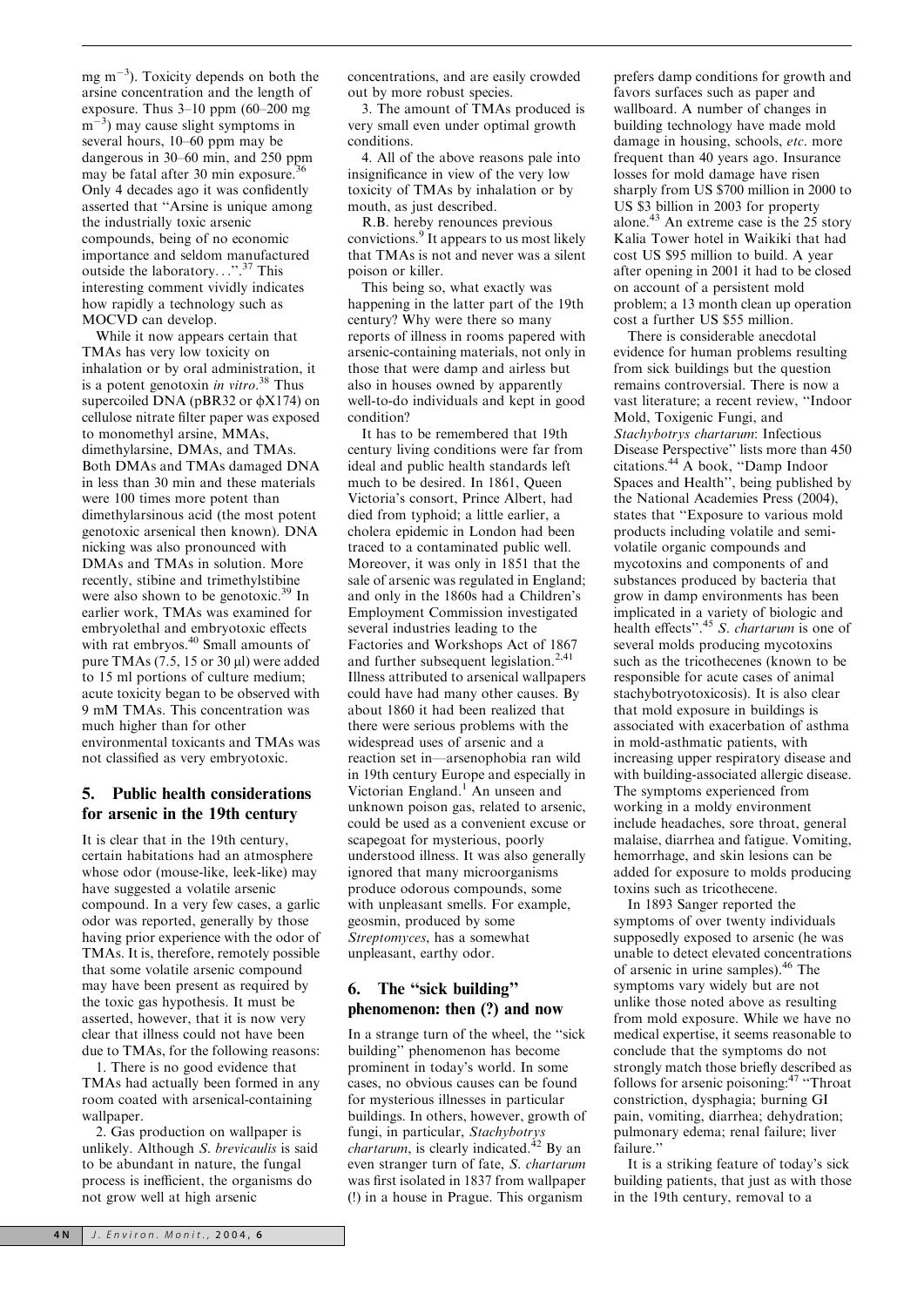mg $m^{-3}$). Toxicity depends on both the arsine concentration and the length of exposure. Thus 3–10 ppm (60–200 mg $m^{-3}$) may cause slight symptoms in several hours, 10–60 ppm may be dangerous in 30–60 min, and 250 ppm may be fatal after 30 min exposure.[36] Only 4 decades ago it was confidently asserted that "Arsine is unique among the industrially toxic arsenic compounds, being of no economic importance and seldom manufactured outside the laboratory…".[37] This interesting comment vividly indicates how rapidly a technology such as MOCVD can develop.

While it now appears certain that TMAs has very low toxicity on inhalation or by oral administration, it is a potent genotoxin *in vitro*.[38] Thus supercoiled DNA (pBR32 or ϕX174) on cellulose nitrate filter paper was exposed to monomethyl arsine, MMAs, dimethylarsine, DMAs, and TMAs. Both DMAs and TMAs damaged DNA in less than 30 min and these materials were 100 times more potent than dimethylarsinous acid (the most potent genotoxic arsenical then known). DNA nicking was also pronounced with DMAs and TMAs in solution. More recently, stibine and trimethylstibine were also shown to be genotoxic.[39] In earlier work, TMAs was examined for embryolethal and embryotoxic effects with rat embryos.[40] Small amounts of pure TMAs (7.5, 15 or 30 μl) were added to 15 ml portions of culture medium; acute toxicity began to be observed with 9 mM TMAs. This concentration was much higher than for other environmental toxicants and TMAs was not classified as very embryotoxic.

## 5. Public health considerations for arsenic in the 19th century

It is clear that in the 19th century, certain habitations had an atmosphere whose odor (mouse-like, leek-like) may have suggested a volatile arsenic compound. In a very few cases, a garlic odor was reported, generally by those having prior experience with the odor of TMAs. It is, therefore, remotely possible that some volatile arsenic compound may have been present as required by the toxic gas hypothesis. It must be asserted, however, that it is now very clear that illness could not have been due to TMAs, for the following reasons:

1. There is no good evidence that TMAs had actually been formed in any room coated with arsenical-containing wallpaper.

2. Gas production on wallpaper is unlikely. Although *S. brevicaulis* is said to be abundant in nature, the fungal process is inefficient, the organisms do not grow well at high arsenic concentrations, and are easily crowded out by more robust species.

3. The amount of TMAs produced is very small even under optimal growth conditions.

4. All of the above reasons pale into insignificance in view of the very low toxicity of TMAs by inhalation or by mouth, as just described.

R.B. hereby renounces previous convictions.[9] It appears to us most likely that TMAs is not and never was a silent poison or killer.

This being so, what exactly was happening in the latter part of the 19th century? Why were there so many reports of illness in rooms papered with arsenic-containing materials, not only in those that were damp and airless but also in houses owned by apparently well-to-do individuals and kept in good condition?

It has to be remembered that 19th century living conditions were far from ideal and public health standards left much to be desired. In 1861, Queen Victoria's consort, Prince Albert, had died from typhoid; a little earlier, a cholera epidemic in London had been traced to a contaminated public well. Moreover, it was only in 1851 that the sale of arsenic was regulated in England; and only in the 1860s had a Children's Employment Commission investigated several industries leading to the Factories and Workshops Act of 1867 and further subsequent legislation.[2,41] Illness attributed to arsenical wallpapers could have had many other causes. By about 1860 it had been realized that there were serious problems with the widespread uses of arsenic and a reaction set in—arsenophobia ran wild in 19th century Europe and especially in Victorian England.[1] An unseen and unknown poison gas, related to arsenic, could be used as a convenient excuse or scapegoat for mysterious, poorly understood illness. It was also generally ignored that many microorganisms produce odorous compounds, some with unpleasant smells. For example, geosmin, produced by some *Streptomyces*, has a somewhat unpleasant, earthy odor.

## 6. The "sick building" phenomenon: then (?) and now

In a strange turn of the wheel, the "sick building" phenomenon has become prominent in today's world. In some cases, no obvious causes can be found for mysterious illnesses in particular buildings. In others, however, growth of fungi, in particular, *Stachybotrys chartarum*, is clearly indicated.[42] By an even stranger turn of fate, *S. chartarum* was first isolated in 1837 from wallpaper (!) in a house in Prague. This organism prefers damp conditions for growth and favors surfaces such as paper and wallboard. A number of changes in building technology have made mold damage in housing, schools, *etc.* more frequent than 40 years ago. Insurance losses for mold damage have risen sharply from US \$700 million in 2000 to US \$3 billion in 2003 for property alone.[43] An extreme case is the 25 story Kalia Tower hotel in Waikiki that had cost US \$95 million to build. A year after opening in 2001 it had to be closed on account of a persistent mold problem; a 13 month clean up operation cost a further US \$55 million.

There is considerable anecdotal evidence for human problems resulting from sick buildings but the question remains controversial. There is now a vast literature; a recent review, "Indoor Mold, Toxigenic Fungi, and *Stachybotrys chartarum*: Infectious Disease Perspective" lists more than 450 citations.[44] A book, "Damp Indoor Spaces and Health", being published by the National Academies Press (2004), states that "Exposure to various mold products including volatile and semi-volatile organic compounds and mycotoxins and components of and substances produced by bacteria that grow in damp environments has been implicated in a variety of biologic and health effects".[45] *S. chartarum* is one of several molds producing mycotoxins such as the tricothecenes (known to be responsible for acute cases of animal stachybotryotoxicosis). It is also clear that mold exposure in buildings is associated with exacerbation of asthma in mold-asthmatic patients, with increasing upper respiratory disease and with building-associated allergic disease. The symptoms experienced from working in a moldy environment include headaches, sore throat, general malaise, diarrhea and fatigue. Vomiting, hemorrhage, and skin lesions can be added for exposure to molds producing toxins such as tricothecene.

In 1893 Sanger reported the symptoms of over twenty individuals supposedly exposed to arsenic (he was unable to detect elevated concentrations of arsenic in urine samples).[46] The symptoms vary widely but are not unlike those noted above as resulting from mold exposure. While we have no medical expertise, it seems reasonable to conclude that the symptoms do not strongly match those briefly described as follows for arsenic poisoning:[47] "Throat constriction, dysphagia; burning GI pain, vomiting, diarrhea; dehydration; pulmonary edema; renal failure; liver failure."

It is a striking feature of today's sick building patients, that just as with those in the 19th century, removal to a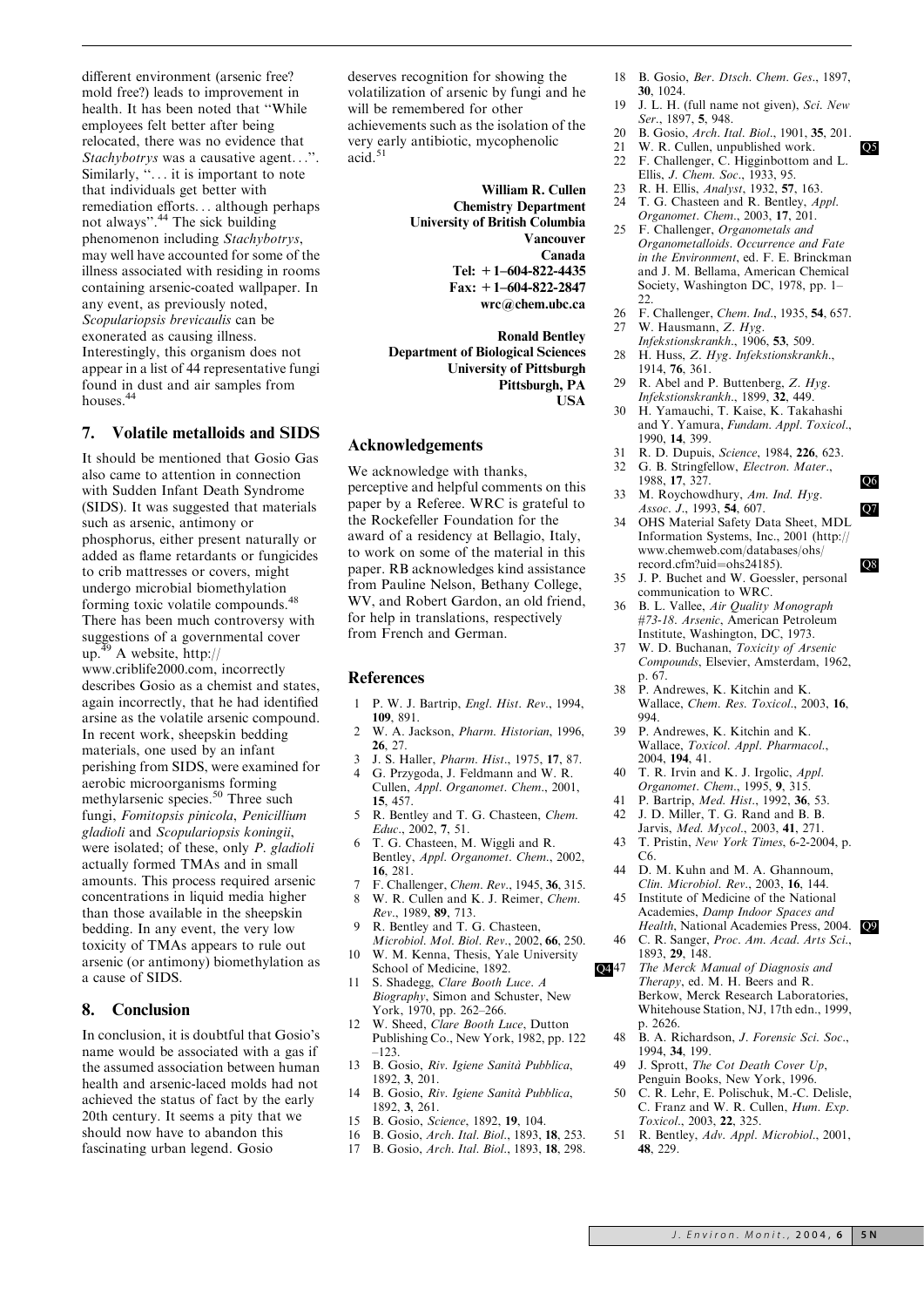different environment (arsenic free? mold free?) leads to improvement in health. It has been noted that "While employees felt better after being relocated, there was no evidence that *Stachybotrys* was a causative agent...". Similarly, "... it is important to note that individuals get better with remediation efforts... although perhaps not always".[44] The sick building phenomenon including *Stachybotrys*, may well have accounted for some of the illness associated with residing in rooms containing arsenic-coated wallpaper. In any event, as previously noted, *Scopulariopsis brevicaulis* can be exonerated as causing illness. Interestingly, this organism does not appear in a list of 44 representative fungi found in dust and air samples from houses.[44]

## 7. Volatile metalloids and SIDS

It should be mentioned that Gosio Gas also came to attention in connection with Sudden Infant Death Syndrome (SIDS). It was suggested that materials such as arsenic, antimony or phosphorus, either present naturally or added as flame retardants or fungicides to crib mattresses or covers, might undergo microbial biomethylation forming toxic volatile compounds.[48] There has been much controversy with suggestions of a governmental cover up.[49] A website, http://www.criblife2000.com, incorrectly describes Gosio as a chemist and states, again incorrectly, that he had identified arsine as the volatile arsenic compound. In recent work, sheepskin bedding materials, one used by an infant perishing from SIDS, were examined for aerobic microorganisms forming methylarsenic species.[50] Three such fungi, *Fomitopsis pinicola*, *Penicillium gladioli* and *Scopulariopsis koningii*, were isolated; of these, only *P. gladioli* actually formed TMAs and in small amounts. This process required arsenic concentrations in liquid media higher than those available in the sheepskin bedding. In any event, the very low toxicity of TMAs appears to rule out arsenic (or antimony) biomethylation as a cause of SIDS.

## 8. Conclusion

In conclusion, it is doubtful that Gosio's name would be associated with a gas if the assumed association between human health and arsenic-laced molds had not achieved the status of fact by the early 20th century. It seems a pity that we should now have to abandon this fascinating urban legend. Gosio deserves recognition for showing the volatilization of arsenic by fungi and he will be remembered for other achievements such as the isolation of the very early antibiotic, mycophenolic acid.[51]

**William R. Cullen**
**Chemistry Department**
**University of British Columbia**
**Vancouver**
**Canada**
**Tel: +1–604-822-4435**
**Fax: +1–604-822-2847**
**wrc@chem.ubc.ca**

**Ronald Bentley**
**Department of Biological Sciences**
**University of Pittsburgh**
**Pittsburgh, PA**
**USA**

## Acknowledgements

We acknowledge with thanks, perceptive and helpful comments on this paper by a Referee. WRC is grateful to the Rockefeller Foundation for the award of a residency at Bellagio, Italy, to work on some of the material in this paper. RB acknowledges kind assistance from Pauline Nelson, Bethany College, WV, and Robert Gardon, an old friend, for help in translations, respectively from French and German.

## References

1. P. W. J. Bartrip, *Engl. Hist. Rev.*, 1994, **109**, 891.
2. W. A. Jackson, *Pharm. Historian*, 1996, **26**, 27.
3. J. S. Haller, *Pharm. Hist.*, 1975, **17**, 87.
4. G. Przygoda, J. Feldmann and W. R. Cullen, *Appl. Organomet. Chem.*, 2001, **15**, 457.
5. R. Bentley and T. G. Chasteen, *Chem. Educ.*, 2002, **7**, 51.
6. T. G. Chasteen, M. Wiggli and R. Bentley, *Appl. Organomet. Chem.*, 2002, **16**, 281.
7. F. Challenger, *Chem. Rev.*, 1945, **36**, 315.
8. W. R. Cullen and K. J. Reimer, *Chem. Rev.*, 1989, **89**, 713.
9. R. Bentley and T. G. Chasteen, *Microbiol. Mol. Biol. Rev.*, 2002, **66**, 250.
10. W. M. Kenna, Thesis, Yale University School of Medicine, 1892. Q4
11. S. Shadegg, *Clare Booth Luce. A Biography*, Simon and Schuster, New York, 1970, pp. 262–266.
12. W. Sheed, *Clare Booth Luce*, Dutton Publishing Co., New York, 1982, pp. 122–123.
13. B. Gosio, *Riv. Igiene Sanità Pubblica*, 1892, **3**, 201.
14. B. Gosio, *Riv. Igiene Sanità Pubblica*, 1892, **3**, 261.
15. B. Gosio, *Science*, 1892, **19**, 104.
16. B. Gosio, *Arch. Ital. Biol.*, 1893, **18**, 253.
17. B. Gosio, *Arch. Ital. Biol.*, 1893, **18**, 298.
18. B. Gosio, *Ber. Dtsch. Chem. Ges.*, 1897, **30**, 1024.
19. J. L. H. (full name not given), *Sci. New Ser.*, 1897, **5**, 948.
20. B. Gosio, *Arch. Ital. Biol.*, 1901, **35**, 201.
21. W. R. Cullen, unpublished work. Q5
22. F. Challenger, C. Higginbottom and L. Ellis, *J. Chem. Soc.*, 1933, 95.
23. R. H. Ellis, *Analyst*, 1932, **57**, 163.
24. T. G. Chasteen and R. Bentley, *Appl. Organomet. Chem.*, 2003, **17**, 201.
25. F. Challenger, *Organometals and Organometalloids. Occurrence and Fate in the Environment*, ed. F. E. Brinckman and J. M. Bellama, American Chemical Society, Washington DC, 1978, pp. 1–22.
26. F. Challenger, *Chem. Ind.*, 1935, **54**, 657.
27. W. Hausmann, *Z. Hyg. Infekstionskrankh.*, 1906, **53**, 509.
28. H. Huss, *Z. Hyg. Infekstionskrankh.*, 1914, **76**, 361.
29. R. Abel and P. Buttenberg, *Z. Hyg. Infekstionskrankh.*, 1899, **32**, 449.
30. H. Yamauchi, T. Kaise, K. Takahashi and Y. Yamura, *Fundam. Appl. Toxicol.*, 1990, **14**, 399.
31. R. D. Dupuis, *Science*, 1984, **226**, 623.
32. G. B. Stringfellow, *Electron. Mater.*, 1988, **17**, 327. Q6
33. M. Roychowdhury, *Am. Ind. Hyg. Assoc. J.*, 1993, **54**, 607. Q7
34. OHS Material Safety Data Sheet, MDL Information Systems, Inc., 2001 (http://www.chemweb.com/databases/ohs/record.cfm?uid=ohs24185). Q8
35. J. P. Buchet and W. Goessler, personal communication to WRC.
36. B. L. Vallee, *Air Quality Monograph #73-18. Arsenic*, American Petroleum Institute, Washington, DC, 1973.
37. W. D. Buchanan, *Toxicity of Arsenic Compounds*, Elsevier, Amsterdam, 1962, p. 67.
38. P. Andrewes, K. Kitchin and K. Wallace, *Chem. Res. Toxicol.*, 2003, **16**, 994.
39. P. Andrewes, K. Kitchin and K. Wallace, *Toxicol. Appl. Pharmacol.*, 2004, **194**, 41.
40. T. R. Irvin and K. J. Irgolic, *Appl. Organomet. Chem.*, 1995, **9**, 315.
41. P. Bartrip, *Med. Hist.*, 1992, **36**, 53.
42. J. D. Miller, T. G. Rand and B. B. Jarvis, *Med. Mycol.*, 2003, **41**, 271.
43. T. Pristin, *New York Times*, 6-2-2004, p. C6.
44. D. M. Kuhn and M. A. Ghannoum, *Clin. Microbiol. Rev.*, 2003, **16**, 144.
45. Institute of Medicine of the National Academies, *Damp Indoor Spaces and Health*, National Academies Press, 2004. Q9
46. C. R. Sanger, *Proc. Am. Acad. Arts Sci.*, 1893, **29**, 148.
47. *The Merck Manual of Diagnosis and Therapy*, ed. M. H. Beers and R. Berkow, Merck Research Laboratories, Whitehouse Station, NJ, 17th edn., 1999, p. 2626.
48. B. A. Richardson, *J. Forensic Sci. Soc.*, 1994, **34**, 199.
49. J. Sprott, *The Cot Death Cover Up*, Penguin Books, New York, 1996.
50. C. R. Lehr, E. Polischuk, M.-C. Delisle, C. Franz and W. R. Cullen, *Hum. Exp. Toxicol.*, 2003, **22**, 325.
51. R. Bentley, *Adv. Appl. Microbiol.*, 2001, **48**, 229.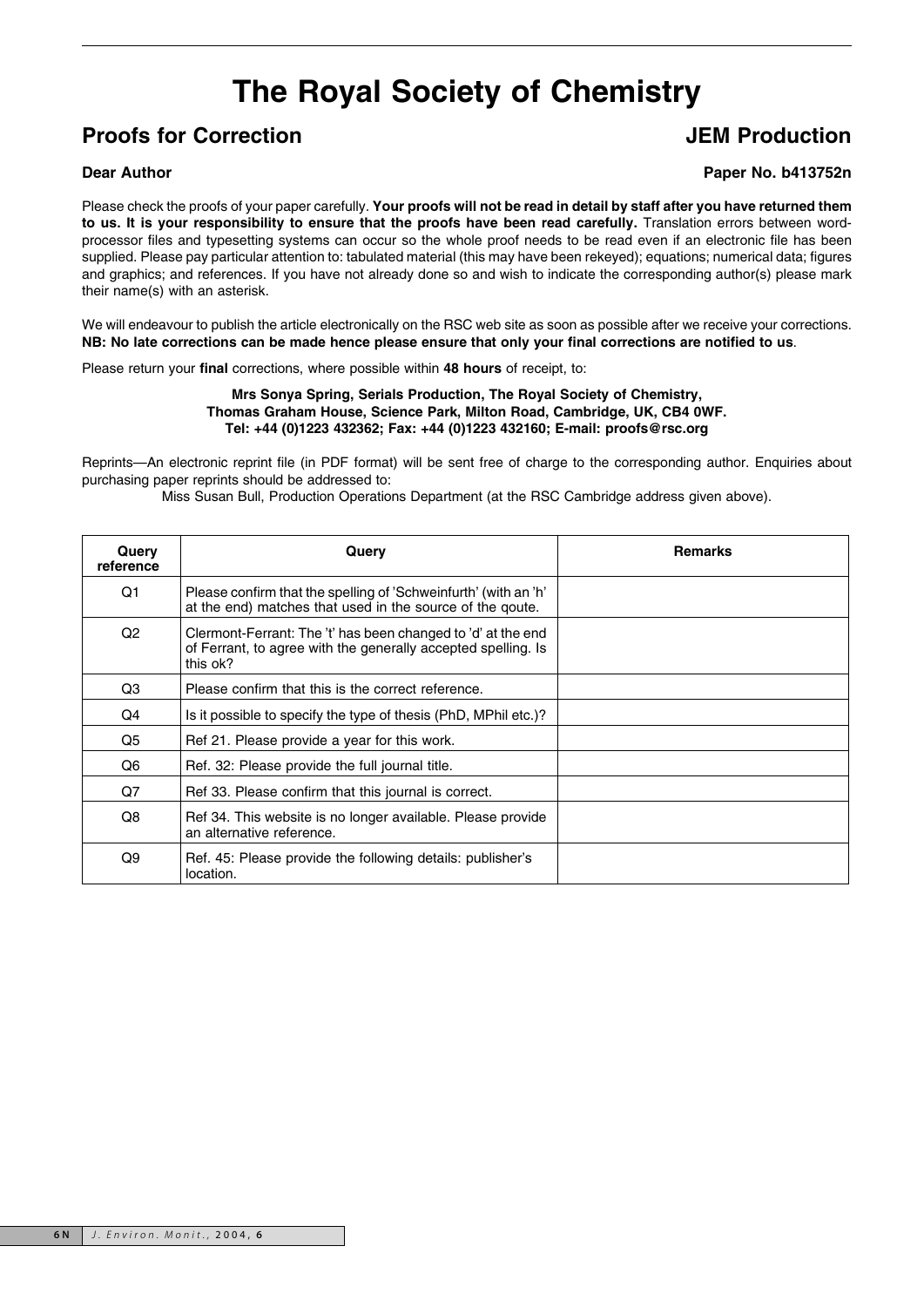# The Royal Society of Chemistry

## Proofs for Correction

## JEM Production

**Dear Author**

**Paper No. b413752n**

Please check the proofs of your paper carefully. **Your proofs will not be read in detail by staff after you have returned them to us. It is your responsibility to ensure that the proofs have been read carefully.** Translation errors between word-processor files and typesetting systems can occur so the whole proof needs to be read even if an electronic file has been supplied. Please pay particular attention to: tabulated material (this may have been rekeyed); equations; numerical data; figures and graphics; and references. If you have not already done so and wish to indicate the corresponding author(s) please mark their name(s) with an asterisk.

We will endeavour to publish the article electronically on the RSC web site as soon as possible after we receive your corrections. **NB: No late corrections can be made hence please ensure that only your final corrections are notified to us**.

Please return your **final** corrections, where possible within **48 hours** of receipt, to:

**Mrs Sonya Spring, Serials Production, The Royal Society of Chemistry,**
**Thomas Graham House, Science Park, Milton Road, Cambridge, UK, CB4 0WF.**
**Tel: +44 (0)1223 432362; Fax: +44 (0)1223 432160; E-mail: proofs@rsc.org**

Reprints—An electronic reprint file (in PDF format) will be sent free of charge to the corresponding author. Enquiries about purchasing paper reprints should be addressed to:

Miss Susan Bull, Production Operations Department (at the RSC Cambridge address given above).

| Query reference | Query | Remarks |
|---|---|---|
| Q1 | Please confirm that the spelling of 'Schweinfurth' (with an 'h' at the end) matches that used in the source of the qoute. | |
| Q2 | Clermont-Ferrant: The 't' has been changed to 'd' at the end of Ferrant, to agree with the generally accepted spelling. Is this ok? | |
| Q3 | Please confirm that this is the correct reference. | |
| Q4 | Is it possible to specify the type of thesis (PhD, MPhil etc.)? | |
| Q5 | Ref 21. Please provide a year for this work. | |
| Q6 | Ref. 32: Please provide the full journal title. | |
| Q7 | Ref 33. Please confirm that this journal is correct. | |
| Q8 | Ref 34. This website is no longer available. Please provide an alternative reference. | |
| Q9 | Ref. 45: Please provide the following details: publisher's location. | |